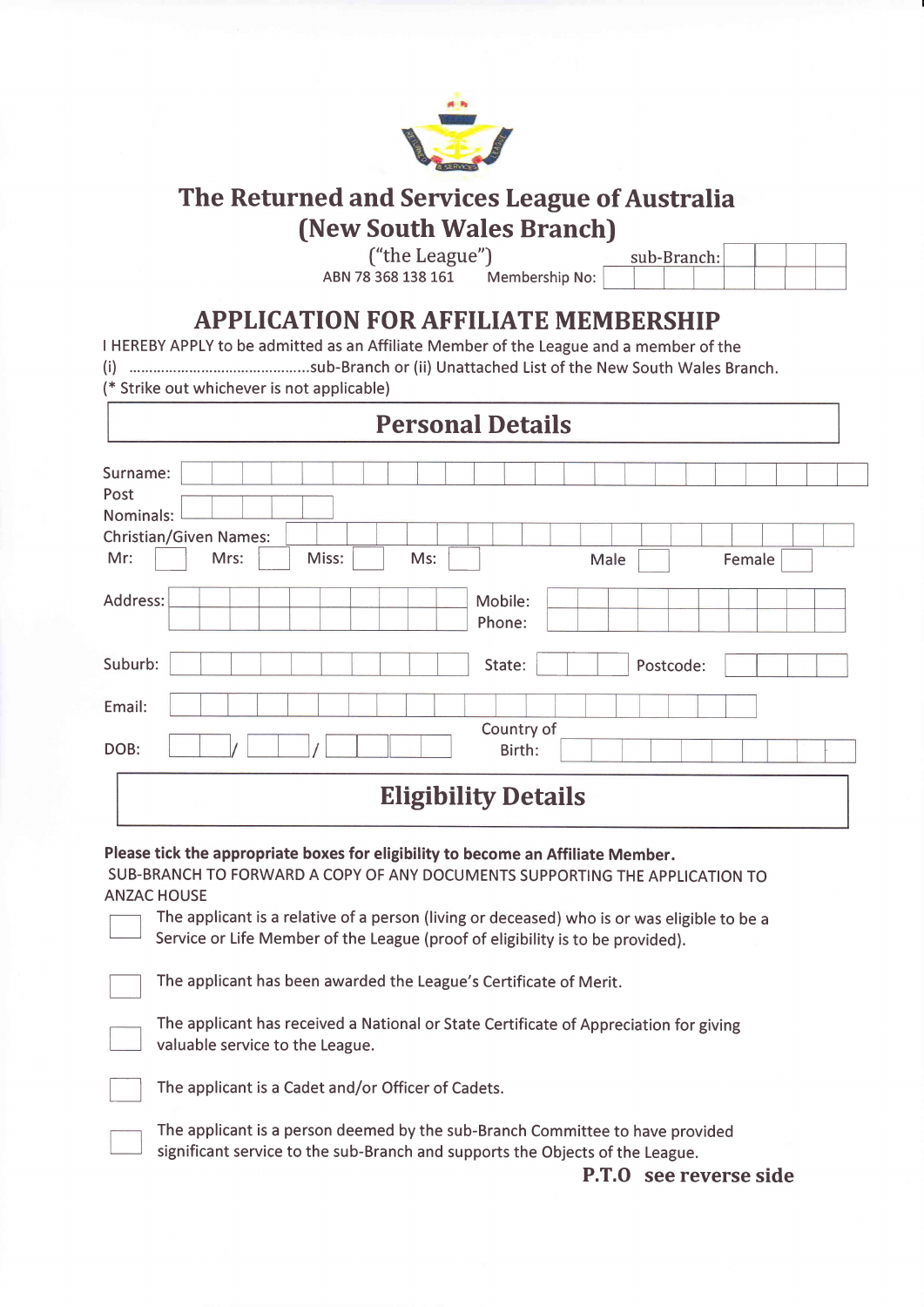# The Returned and Services League of Australia
# (New South Wales Branch)

("the League")

ABN 78 368 138 161

sub-Branch: 

Membership No: 

## APPLICATION FOR AFFILIATE MEMBERSHIP

I HEREBY APPLY to be admitted as an Affiliate Member of the League and a member of the (i) ...........................................sub-Branch or (ii) Unattached List of the New South Wales Branch.
(* Strike out whichever is not applicable)

## Personal Details

Surname:

Post Nominals:

Christian/Given Names:

Mr: ☐ Mrs: ☐ Miss: ☐ Ms: ☐ Male ☐ Female ☐

Address:

Mobile:

Phone:

Suburb:

State:

Postcode:

Email:

DOB: / /

Country of Birth:

## Eligibility Details

**Please tick the appropriate boxes for eligibility to become an Affiliate Member.**

SUB-BRANCH TO FORWARD A COPY OF ANY DOCUMENTS SUPPORTING THE APPLICATION TO ANZAC HOUSE

☐ The applicant is a relative of a person (living or deceased) who is or was eligible to be a Service or Life Member of the League (proof of eligibility is to be provided).

☐ The applicant has been awarded the League's Certificate of Merit.

☐ The applicant has received a National or State Certificate of Appreciation for giving valuable service to the League.

☐ The applicant is a Cadet and/or Officer of Cadets.

☐ The applicant is a person deemed by the sub-Branch Committee to have provided significant service to the sub-Branch and supports the Objects of the League.

**P.T.O see reverse side**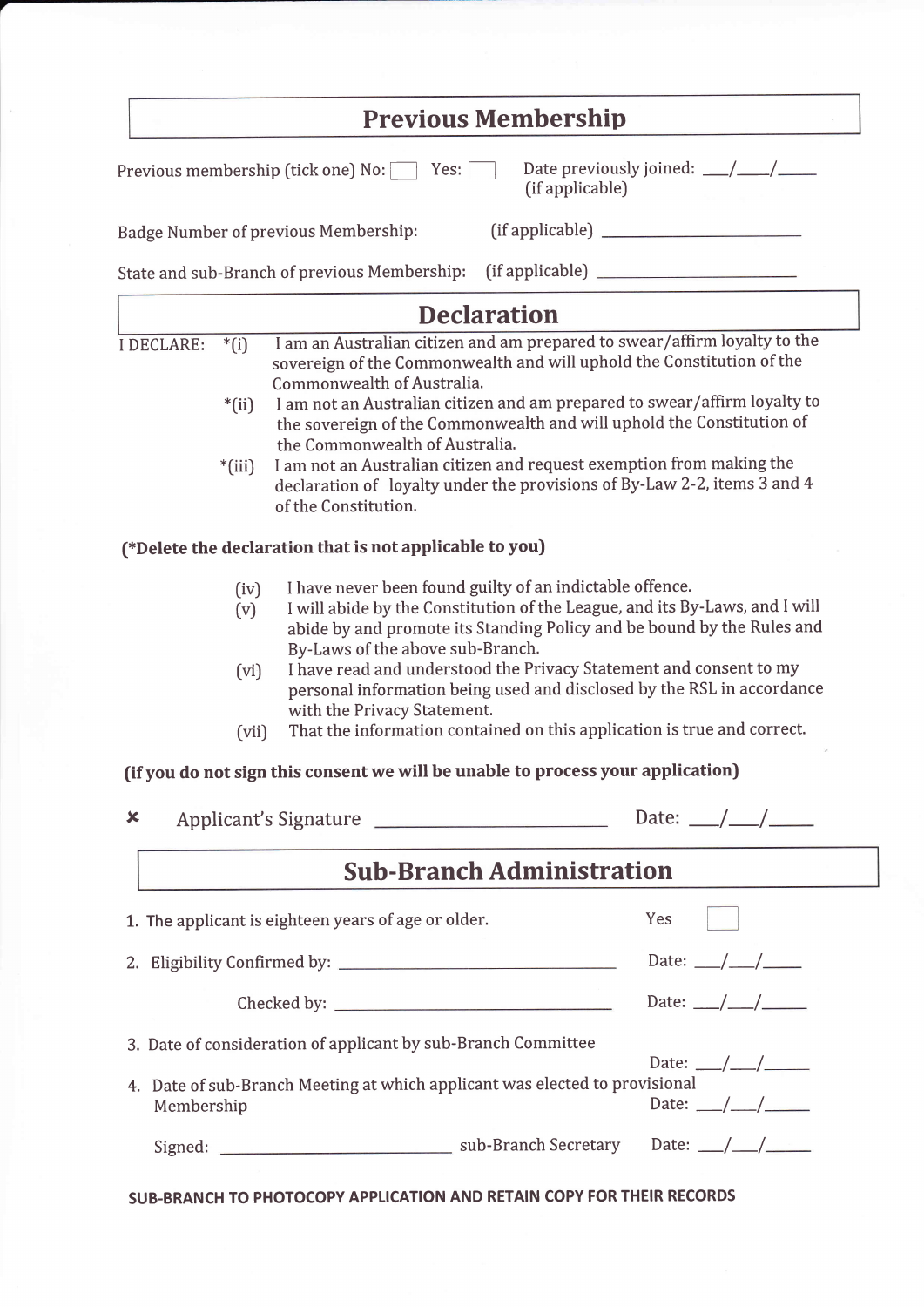## Previous Membership

Previous membership (tick one) No: ☐ Yes: ☐ Date previously joined: \_\_\_/\_\_\_/\_\_\_\_ (if applicable)

Badge Number of previous Membership: (if applicable) \_\_\_\_\_\_\_\_\_\_\_\_\_\_\_\_\_\_\_\_\_\_

State and sub-Branch of previous Membership: (if applicable) \_\_\_\_\_\_\_\_\_\_\_\_\_\_\_\_\_\_\_\_\_\_

## Declaration

I DECLARE:

*(i) I am an Australian citizen and am prepared to swear/affirm loyalty to the sovereign of the Commonwealth and will uphold the Constitution of the Commonwealth of Australia.

*(ii) I am not an Australian citizen and am prepared to swear/affirm loyalty to the sovereign of the Commonwealth and will uphold the Constitution of the Commonwealth of Australia.

*(iii) I am not an Australian citizen and request exemption from making the declaration of loyalty under the provisions of By-Law 2-2, items 3 and 4 of the Constitution.

**(*Delete the declaration that is not applicable to you)**

(iv) I have never been found guilty of an indictable offence.

(v) I will abide by the Constitution of the League, and its By-Laws, and I will abide by and promote its Standing Policy and be bound by the Rules and By-Laws of the above sub-Branch.

(vi) I have read and understood the Privacy Statement and consent to my personal information being used and disclosed by the RSL in accordance with the Privacy Statement.

(vii) That the information contained on this application is true and correct.

**(if you do not sign this consent we will be unable to process your application)**

✘ Applicant's Signature \_\_\_\_\_\_\_\_\_\_\_\_\_\_\_\_\_\_\_\_\_\_\_\_ Date: \_\_\_/\_\_\_/\_\_\_\_

## Sub-Branch Administration

1. The applicant is eighteen years of age or older. Yes ☐

2. Eligibility Confirmed by: \_\_\_\_\_\_\_\_\_\_\_\_\_\_\_\_\_\_\_\_\_\_\_\_\_\_\_\_ Date: \_\_\_/\_\_\_/\_\_\_\_

   Checked by: \_\_\_\_\_\_\_\_\_\_\_\_\_\_\_\_\_\_\_\_\_\_\_\_\_\_\_\_ Date: \_\_\_/\_\_\_/\_\_\_\_

3. Date of consideration of applicant by sub-Branch Committee Date: \_\_\_/\_\_\_/\_\_\_\_

4. Date of sub-Branch Meeting at which applicant was elected to provisional Membership Date: \_\_\_/\_\_\_/\_\_\_\_

   Signed: \_\_\_\_\_\_\_\_\_\_\_\_\_\_\_\_\_\_\_\_\_\_\_\_ sub-Branch Secretary Date: \_\_\_/\_\_\_/\_\_\_\_

**SUB-BRANCH TO PHOTOCOPY APPLICATION AND RETAIN COPY FOR THEIR RECORDS**